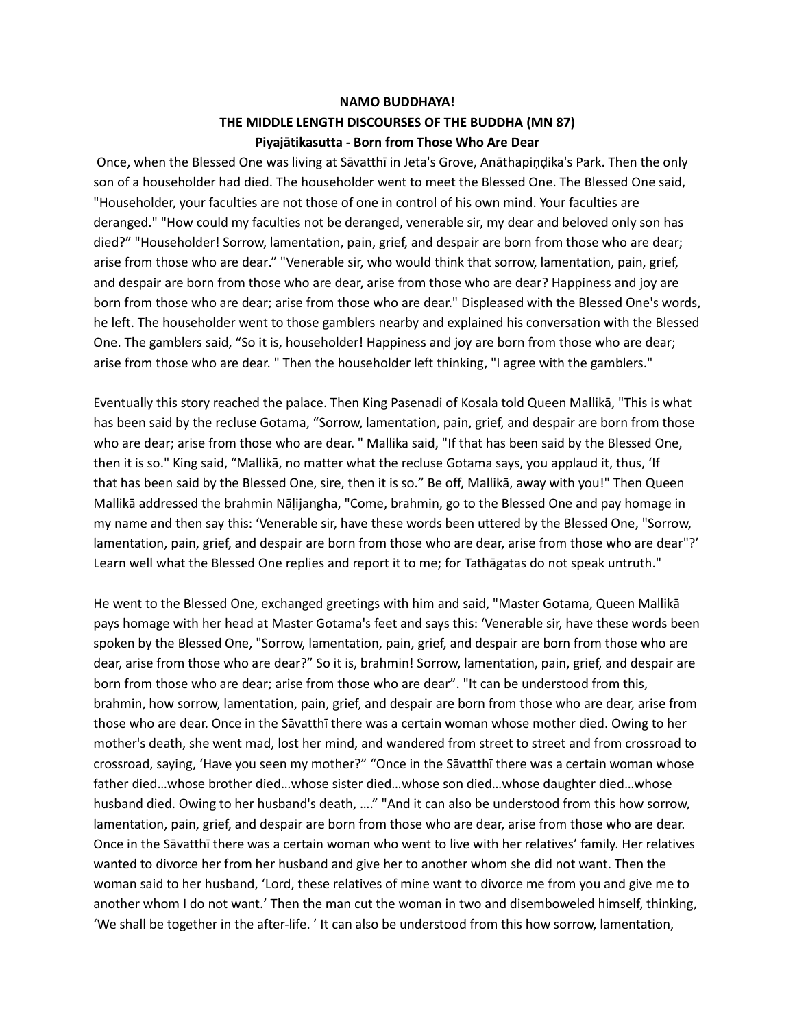**NAMO BUDDHAYA!**

**THE MIDDLE LENGTH DISCOURSES OF THE BUDDHA (MN 87)**

**Piyajātikasutta - Born from Those Who Are Dear**

Once, when the Blessed One was living at Sāvatthī in Jeta's Grove, Anāthapiṇḍika's Park. Then the only son of a householder had died. The householder went to meet the Blessed One. The Blessed One said, "Householder, your faculties are not those of one in control of his own mind. Your faculties are deranged." "How could my faculties not be deranged, venerable sir, my dear and beloved only son has died?" "Householder! Sorrow, lamentation, pain, grief, and despair are born from those who are dear; arise from those who are dear." "Venerable sir, who would think that sorrow, lamentation, pain, grief, and despair are born from those who are dear, arise from those who are dear? Happiness and joy are born from those who are dear; arise from those who are dear." Displeased with the Blessed One's words, he left. The householder went to those gamblers nearby and explained his conversation with the Blessed One. The gamblers said, "So it is, householder! Happiness and joy are born from those who are dear; arise from those who are dear. " Then the householder left thinking, "I agree with the gamblers."

Eventually this story reached the palace. Then King Pasenadi of Kosala told Queen Mallikā, "This is what has been said by the recluse Gotama, "Sorrow, lamentation, pain, grief, and despair are born from those who are dear; arise from those who are dear. " Mallika said, "If that has been said by the Blessed One, then it is so." King said, "Mallikā, no matter what the recluse Gotama says, you applaud it, thus, 'If that has been said by the Blessed One, sire, then it is so." Be off, Mallikā, away with you!" Then Queen Mallikā addressed the brahmin Nāḷijangha, "Come, brahmin, go to the Blessed One and pay homage in my name and then say this: 'Venerable sir, have these words been uttered by the Blessed One, "Sorrow, lamentation, pain, grief, and despair are born from those who are dear, arise from those who are dear"?' Learn well what the Blessed One replies and report it to me; for Tathāgatas do not speak untruth."

He went to the Blessed One, exchanged greetings with him and said, "Master Gotama, Queen Mallikā pays homage with her head at Master Gotama's feet and says this: 'Venerable sir, have these words been spoken by the Blessed One, "Sorrow, lamentation, pain, grief, and despair are born from those who are dear, arise from those who are dear?" So it is, brahmin! Sorrow, lamentation, pain, grief, and despair are born from those who are dear; arise from those who are dear". "It can be understood from this, brahmin, how sorrow, lamentation, pain, grief, and despair are born from those who are dear, arise from those who are dear. Once in the Sāvatthī there was a certain woman whose mother died. Owing to her mother's death, she went mad, lost her mind, and wandered from street to street and from crossroad to crossroad, saying, 'Have you seen my mother?" "Once in the Sāvatthī there was a certain woman whose father died…whose brother died…whose sister died…whose son died…whose daughter died…whose husband died. Owing to her husband's death, …." "And it can also be understood from this how sorrow, lamentation, pain, grief, and despair are born from those who are dear, arise from those who are dear. Once in the Sāvatthī there was a certain woman who went to live with her relatives' family. Her relatives wanted to divorce her from her husband and give her to another whom she did not want. Then the woman said to her husband, 'Lord, these relatives of mine want to divorce me from you and give me to another whom I do not want.' Then the man cut the woman in two and disemboweled himself, thinking, 'We shall be together in the after-life. ' It can also be understood from this how sorrow, lamentation,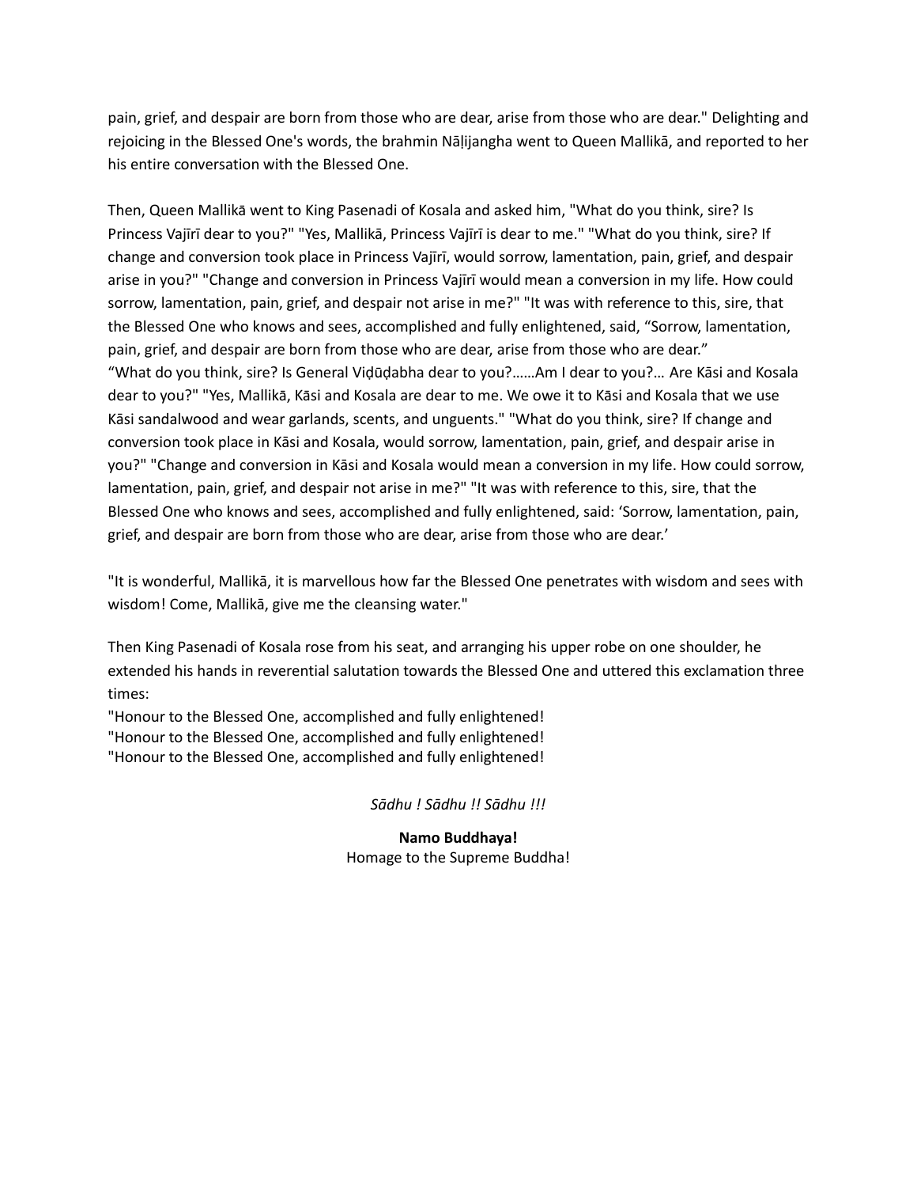pain, grief, and despair are born from those who are dear, arise from those who are dear." Delighting and rejoicing in the Blessed One's words, the brahmin Nāḷijangha went to Queen Mallikā, and reported to her his entire conversation with the Blessed One.

Then, Queen Mallikā went to King Pasenadi of Kosala and asked him, "What do you think, sire? Is Princess Vajīrī dear to you?" "Yes, Mallikā, Princess Vajīrī is dear to me." "What do you think, sire? If change and conversion took place in Princess Vajīrī, would sorrow, lamentation, pain, grief, and despair arise in you?" "Change and conversion in Princess Vajīrī would mean a conversion in my life. How could sorrow, lamentation, pain, grief, and despair not arise in me?" "It was with reference to this, sire, that the Blessed One who knows and sees, accomplished and fully enlightened, said, "Sorrow, lamentation, pain, grief, and despair are born from those who are dear, arise from those who are dear."
"What do you think, sire? Is General Viḍūḍabha dear to you?......Am I dear to you?... Are Kāsi and Kosala dear to you?" "Yes, Mallikā, Kāsi and Kosala are dear to me. We owe it to Kāsi and Kosala that we use Kāsi sandalwood and wear garlands, scents, and unguents." "What do you think, sire? If change and conversion took place in Kāsi and Kosala, would sorrow, lamentation, pain, grief, and despair arise in you?" "Change and conversion in Kāsi and Kosala would mean a conversion in my life. How could sorrow, lamentation, pain, grief, and despair not arise in me?" "It was with reference to this, sire, that the Blessed One who knows and sees, accomplished and fully enlightened, said: 'Sorrow, lamentation, pain, grief, and despair are born from those who are dear, arise from those who are dear.'

"It is wonderful, Mallikā, it is marvellous how far the Blessed One penetrates with wisdom and sees with wisdom! Come, Mallikā, give me the cleansing water."

Then King Pasenadi of Kosala rose from his seat, and arranging his upper robe on one shoulder, he extended his hands in reverential salutation towards the Blessed One and uttered this exclamation three times:
"Honour to the Blessed One, accomplished and fully enlightened!
"Honour to the Blessed One, accomplished and fully enlightened!
"Honour to the Blessed One, accomplished and fully enlightened!

*Sādhu ! Sādhu !! Sādhu !!!*

**Namo Buddhaya!**
Homage to the Supreme Buddha!